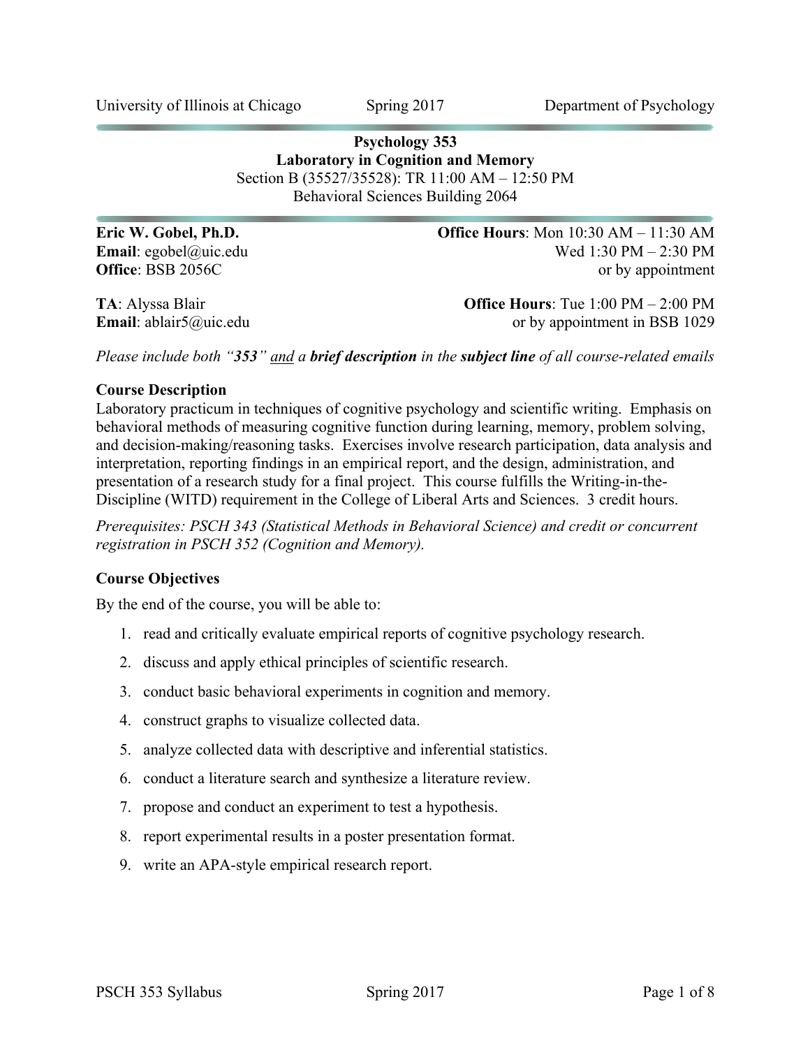University of Illinois at Chicago　　Spring 2017　　Department of Psychology

# Psychology 353
## Laboratory in Cognition and Memory

Section B (35527/35528): TR 11:00 AM – 12:50 PM
Behavioral Sciences Building 2064

**Eric W. Gobel, Ph.D.**
**Email**: egobel@uic.edu
**Office**: BSB 2056C

**Office Hours**: Mon 10:30 AM – 11:30 AM
Wed 1:30 PM – 2:30 PM
or by appointment

**TA**: Alyssa Blair
**Email**: ablair5@uic.edu

**Office Hours**: Tue 1:00 PM – 2:00 PM
or by appointment in BSB 1029

*Please include both "**353**" and a **brief description** in the **subject line** of all course-related emails*

### Course Description

Laboratory practicum in techniques of cognitive psychology and scientific writing. Emphasis on behavioral methods of measuring cognitive function during learning, memory, problem solving, and decision-making/reasoning tasks. Exercises involve research participation, data analysis and interpretation, reporting findings in an empirical report, and the design, administration, and presentation of a research study for a final project. This course fulfills the Writing-in-the-Discipline (WITD) requirement in the College of Liberal Arts and Sciences. 3 credit hours.

*Prerequisites: PSCH 343 (Statistical Methods in Behavioral Science) and credit or concurrent registration in PSCH 352 (Cognition and Memory).*

### Course Objectives

By the end of the course, you will be able to:

1. read and critically evaluate empirical reports of cognitive psychology research.
2. discuss and apply ethical principles of scientific research.
3. conduct basic behavioral experiments in cognition and memory.
4. construct graphs to visualize collected data.
5. analyze collected data with descriptive and inferential statistics.
6. conduct a literature search and synthesize a literature review.
7. propose and conduct an experiment to test a hypothesis.
8. report experimental results in a poster presentation format.
9. write an APA-style empirical research report.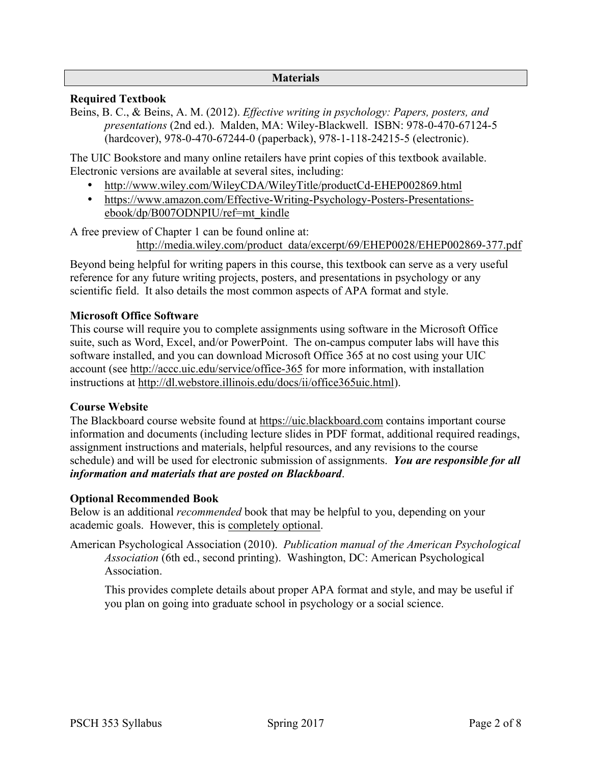## Materials

### Required Textbook

Beins, B. C., & Beins, A. M. (2012). *Effective writing in psychology: Papers, posters, and presentations* (2nd ed.). Malden, MA: Wiley-Blackwell. ISBN: 978-0-470-67124-5 (hardcover), 978-0-470-67244-0 (paperback), 978-1-118-24215-5 (electronic).

The UIC Bookstore and many online retailers have print copies of this textbook available. Electronic versions are available at several sites, including:

- http://www.wiley.com/WileyCDA/WileyTitle/productCd-EHEP002869.html
- https://www.amazon.com/Effective-Writing-Psychology-Posters-Presentations-ebook/dp/B007ODNPIU/ref=mt_kindle

A free preview of Chapter 1 can be found online at:
http://media.wiley.com/product_data/excerpt/69/EHEP0028/EHEP002869-377.pdf

Beyond being helpful for writing papers in this course, this textbook can serve as a very useful reference for any future writing projects, posters, and presentations in psychology or any scientific field. It also details the most common aspects of APA format and style.

### Microsoft Office Software

This course will require you to complete assignments using software in the Microsoft Office suite, such as Word, Excel, and/or PowerPoint. The on-campus computer labs will have this software installed, and you can download Microsoft Office 365 at no cost using your UIC account (see http://accc.uic.edu/service/office-365 for more information, with installation instructions at http://dl.webstore.illinois.edu/docs/ii/office365uic.html).

### Course Website

The Blackboard course website found at https://uic.blackboard.com contains important course information and documents (including lecture slides in PDF format, additional required readings, assignment instructions and materials, helpful resources, and any revisions to the course schedule) and will be used for electronic submission of assignments. ***You are responsible for all information and materials that are posted on Blackboard***.

### Optional Recommended Book

Below is an additional *recommended* book that may be helpful to you, depending on your academic goals. However, this is completely optional.

American Psychological Association (2010). *Publication manual of the American Psychological Association* (6th ed., second printing). Washington, DC: American Psychological Association.

This provides complete details about proper APA format and style, and may be useful if you plan on going into graduate school in psychology or a social science.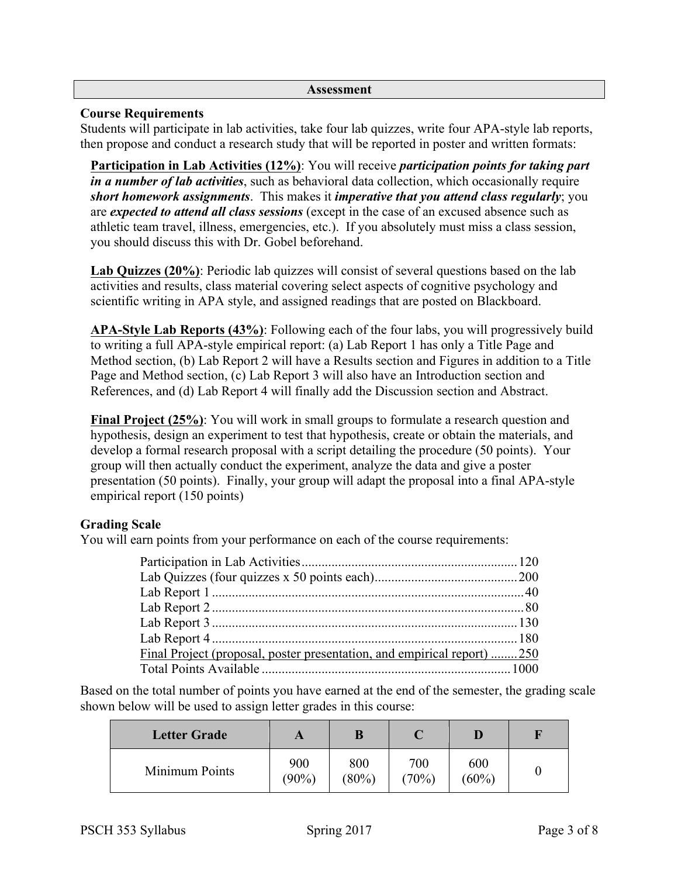## Assessment

### Course Requirements

Students will participate in lab activities, take four lab quizzes, write four APA-style lab reports, then propose and conduct a research study that will be reported in poster and written formats:

**Participation in Lab Activities (12%)**: You will receive ***participation points for taking part in a number of lab activities***, such as behavioral data collection, which occasionally require ***short homework assignments***. This makes it ***imperative that you attend class regularly***; you are ***expected to attend all class sessions*** (except in the case of an excused absence such as athletic team travel, illness, emergencies, etc.). If you absolutely must miss a class session, you should discuss this with Dr. Gobel beforehand.

**Lab Quizzes (20%)**: Periodic lab quizzes will consist of several questions based on the lab activities and results, class material covering select aspects of cognitive psychology and scientific writing in APA style, and assigned readings that are posted on Blackboard.

**APA-Style Lab Reports (43%)**: Following each of the four labs, you will progressively build to writing a full APA-style empirical report: (a) Lab Report 1 has only a Title Page and Method section, (b) Lab Report 2 will have a Results section and Figures in addition to a Title Page and Method section, (c) Lab Report 3 will also have an Introduction section and References, and (d) Lab Report 4 will finally add the Discussion section and Abstract.

**Final Project (25%)**: You will work in small groups to formulate a research question and hypothesis, design an experiment to test that hypothesis, create or obtain the materials, and develop a formal research proposal with a script detailing the procedure (50 points). Your group will then actually conduct the experiment, analyze the data and give a poster presentation (50 points). Finally, your group will adapt the proposal into a final APA-style empirical report (150 points)

### Grading Scale

You will earn points from your performance on each of the course requirements:

| Requirement | Points |
|---|---|
| Participation in Lab Activities | 120 |
| Lab Quizzes (four quizzes x 50 points each) | 200 |
| Lab Report 1 | 40 |
| Lab Report 2 | 80 |
| Lab Report 3 | 130 |
| Lab Report 4 | 180 |
| Final Project (proposal, poster presentation, and empirical report) | 250 |
| Total Points Available | 1000 |

Based on the total number of points you have earned at the end of the semester, the grading scale shown below will be used to assign letter grades in this course:

| Letter Grade | A | B | C | D | F |
|---|---|---|---|---|---|
| Minimum Points | 900 (90%) | 800 (80%) | 700 (70%) | 600 (60%) | 0 |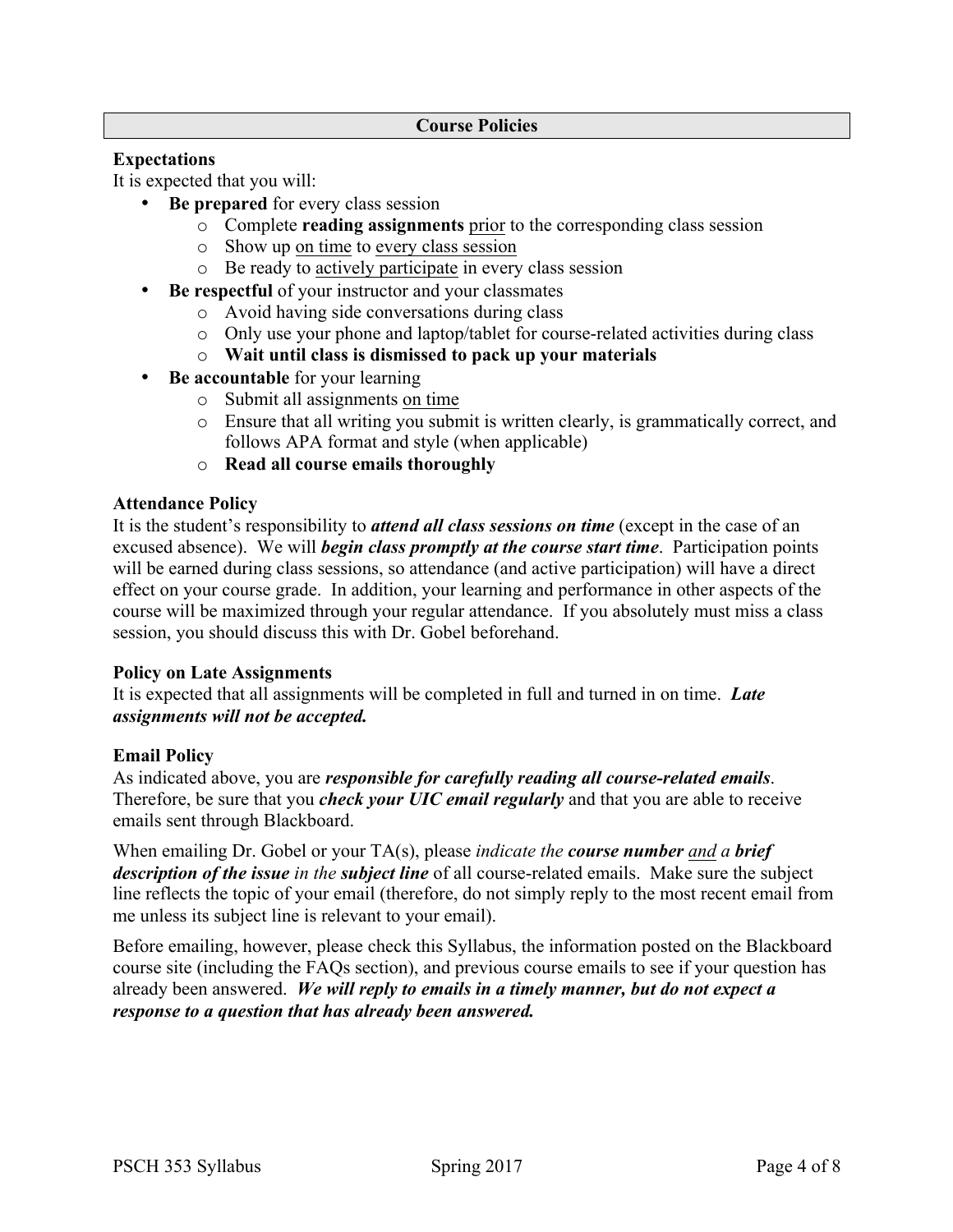## Course Policies

### Expectations

It is expected that you will:

- **Be prepared** for every class session
  - Complete **reading assignments** <u>prior</u> to the corresponding class session
  - Show up <u>on time</u> to <u>every class session</u>
  - Be ready to <u>actively participate</u> in every class session
- **Be respectful** of your instructor and your classmates
  - Avoid having side conversations during class
  - Only use your phone and laptop/tablet for course-related activities during class
  - **Wait until class is dismissed to pack up your materials**
- **Be accountable** for your learning
  - Submit all assignments <u>on time</u>
  - Ensure that all writing you submit is written clearly, is grammatically correct, and follows APA format and style (when applicable)
  - **Read all course emails thoroughly**

### Attendance Policy

It is the student's responsibility to ***attend all class sessions on time*** (except in the case of an excused absence). We will ***begin class promptly at the course start time***. Participation points will be earned during class sessions, so attendance (and active participation) will have a direct effect on your course grade. In addition, your learning and performance in other aspects of the course will be maximized through your regular attendance. If you absolutely must miss a class session, you should discuss this with Dr. Gobel beforehand.

### Policy on Late Assignments

It is expected that all assignments will be completed in full and turned in on time. ***Late assignments will not be accepted.***

### Email Policy

As indicated above, you are ***responsible for carefully reading all course-related emails***. Therefore, be sure that you ***check your UIC email regularly*** and that you are able to receive emails sent through Blackboard.

When emailing Dr. Gobel or your TA(s), please *indicate the **course number** <u>and</u> a **brief description of the issue** in the **subject line*** of all course-related emails. Make sure the subject line reflects the topic of your email (therefore, do not simply reply to the most recent email from me unless its subject line is relevant to your email).

Before emailing, however, please check this Syllabus, the information posted on the Blackboard course site (including the FAQs section), and previous course emails to see if your question has already been answered. ***We will reply to emails in a timely manner, but do not expect a response to a question that has already been answered.***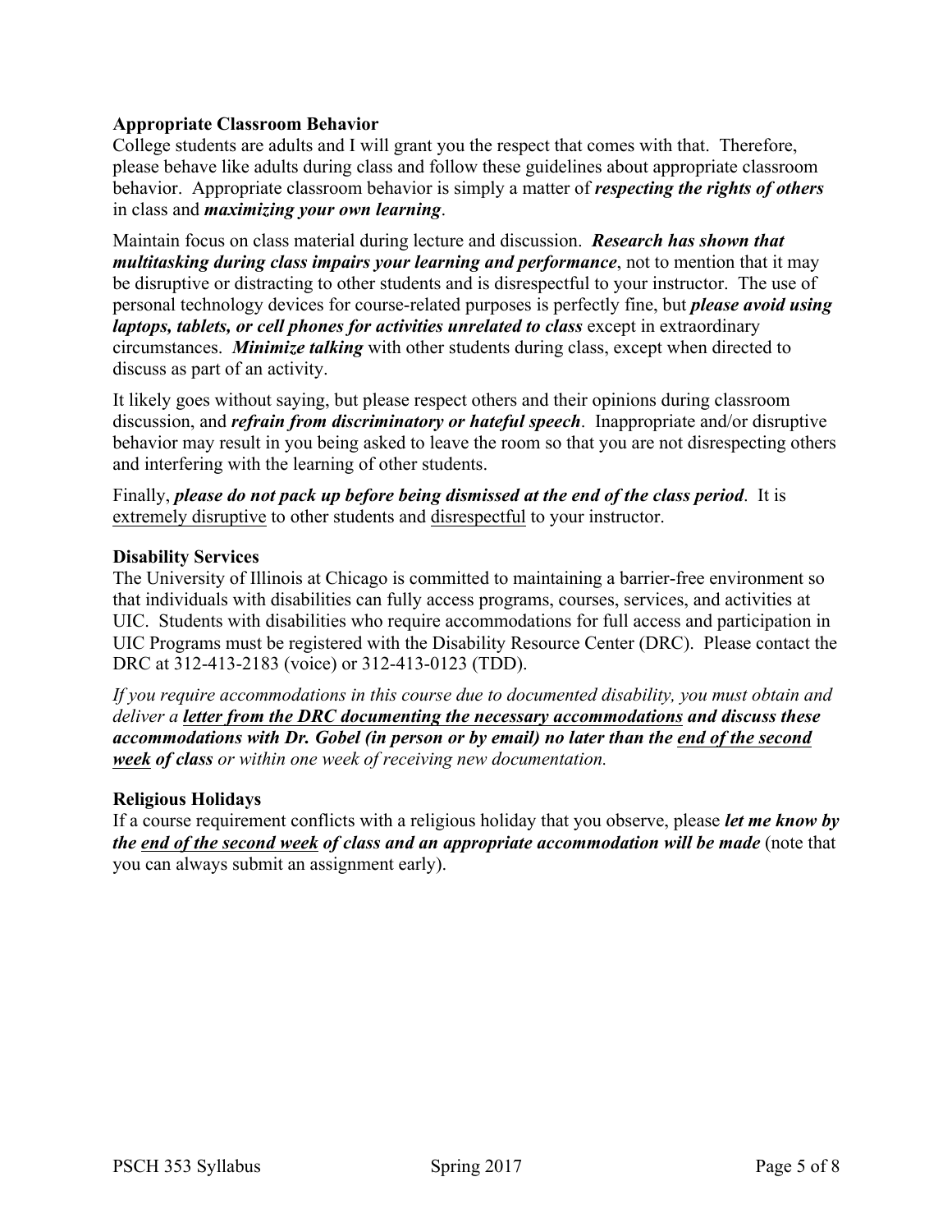### Appropriate Classroom Behavior

College students are adults and I will grant you the respect that comes with that. Therefore, please behave like adults during class and follow these guidelines about appropriate classroom behavior. Appropriate classroom behavior is simply a matter of ***respecting the rights of others*** in class and ***maximizing your own learning***.

Maintain focus on class material during lecture and discussion. ***Research has shown that multitasking during class impairs your learning and performance***, not to mention that it may be disruptive or distracting to other students and is disrespectful to your instructor. The use of personal technology devices for course-related purposes is perfectly fine, but ***please avoid using laptops, tablets, or cell phones for activities unrelated to class*** except in extraordinary circumstances. ***Minimize talking*** with other students during class, except when directed to discuss as part of an activity.

It likely goes without saying, but please respect others and their opinions during classroom discussion, and ***refrain from discriminatory or hateful speech***. Inappropriate and/or disruptive behavior may result in you being asked to leave the room so that you are not disrespecting others and interfering with the learning of other students.

Finally, ***please do not pack up before being dismissed at the end of the class period***. It is <u>extremely disruptive</u> to other students and <u>disrespectful</u> to your instructor.

### Disability Services

The University of Illinois at Chicago is committed to maintaining a barrier-free environment so that individuals with disabilities can fully access programs, courses, services, and activities at UIC. Students with disabilities who require accommodations for full access and participation in UIC Programs must be registered with the Disability Resource Center (DRC). Please contact the DRC at 312-413-2183 (voice) or 312-413-0123 (TDD).

*If you require accommodations in this course due to documented disability, you must obtain and deliver a* ***<u>letter from the DRC documenting the necessary accommodations</u> and discuss these accommodations with Dr. Gobel (in person or by email) no later than the <u>end of the second week</u> of class*** *or within one week of receiving new documentation.*

### Religious Holidays

If a course requirement conflicts with a religious holiday that you observe, please ***let me know by the <u>end of the second week</u> of class and an appropriate accommodation will be made*** (note that you can always submit an assignment early).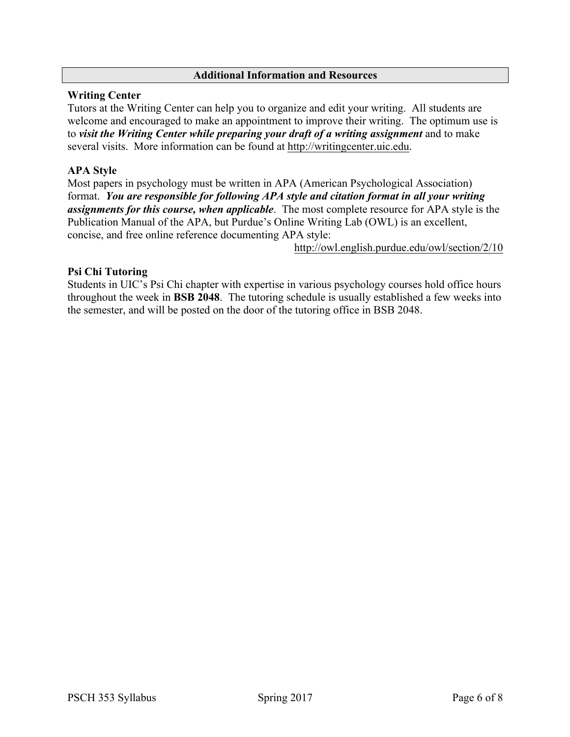## Additional Information and Resources

### Writing Center

Tutors at the Writing Center can help you to organize and edit your writing. All students are welcome and encouraged to make an appointment to improve their writing. The optimum use is to ***visit the Writing Center while preparing your draft of a writing assignment*** and to make several visits. More information can be found at http://writingcenter.uic.edu.

### APA Style

Most papers in psychology must be written in APA (American Psychological Association) format. ***You are responsible for following APA style and citation format in all your writing assignments for this course, when applicable***. The most complete resource for APA style is the Publication Manual of the APA, but Purdue's Online Writing Lab (OWL) is an excellent, concise, and free online reference documenting APA style:

http://owl.english.purdue.edu/owl/section/2/10

### Psi Chi Tutoring

Students in UIC's Psi Chi chapter with expertise in various psychology courses hold office hours throughout the week in **BSB 2048**. The tutoring schedule is usually established a few weeks into the semester, and will be posted on the door of the tutoring office in BSB 2048.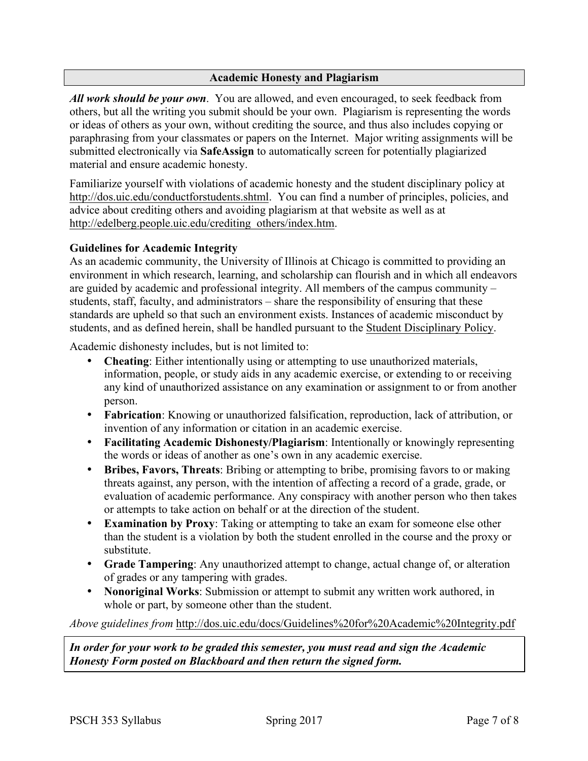## Academic Honesty and Plagiarism

***All work should be your own***. You are allowed, and even encouraged, to seek feedback from others, but all the writing you submit should be your own. Plagiarism is representing the words or ideas of others as your own, without crediting the source, and thus also includes copying or paraphrasing from your classmates or papers on the Internet. Major writing assignments will be submitted electronically via **SafeAssign** to automatically screen for potentially plagiarized material and ensure academic honesty.

Familiarize yourself with violations of academic honesty and the student disciplinary policy at http://dos.uic.edu/conductforstudents.shtml. You can find a number of principles, policies, and advice about crediting others and avoiding plagiarism at that website as well as at http://edelberg.people.uic.edu/crediting_others/index.htm.

### Guidelines for Academic Integrity

As an academic community, the University of Illinois at Chicago is committed to providing an environment in which research, learning, and scholarship can flourish and in which all endeavors are guided by academic and professional integrity. All members of the campus community – students, staff, faculty, and administrators – share the responsibility of ensuring that these standards are upheld so that such an environment exists. Instances of academic misconduct by students, and as defined herein, shall be handled pursuant to the Student Disciplinary Policy.

Academic dishonesty includes, but is not limited to:

- **Cheating**: Either intentionally using or attempting to use unauthorized materials, information, people, or study aids in any academic exercise, or extending to or receiving any kind of unauthorized assistance on any examination or assignment to or from another person.
- **Fabrication**: Knowing or unauthorized falsification, reproduction, lack of attribution, or invention of any information or citation in an academic exercise.
- **Facilitating Academic Dishonesty/Plagiarism**: Intentionally or knowingly representing the words or ideas of another as one's own in any academic exercise.
- **Bribes, Favors, Threats**: Bribing or attempting to bribe, promising favors to or making threats against, any person, with the intention of affecting a record of a grade, grade, or evaluation of academic performance. Any conspiracy with another person who then takes or attempts to take action on behalf or at the direction of the student.
- **Examination by Proxy**: Taking or attempting to take an exam for someone else other than the student is a violation by both the student enrolled in the course and the proxy or substitute.
- **Grade Tampering**: Any unauthorized attempt to change, actual change of, or alteration of grades or any tampering with grades.
- **Nonoriginal Works**: Submission or attempt to submit any written work authored, in whole or part, by someone other than the student.

*Above guidelines from* http://dos.uic.edu/docs/Guidelines%20for%20Academic%20Integrity.pdf

***In order for your work to be graded this semester, you must read and sign the Academic Honesty Form posted on Blackboard and then return the signed form.***